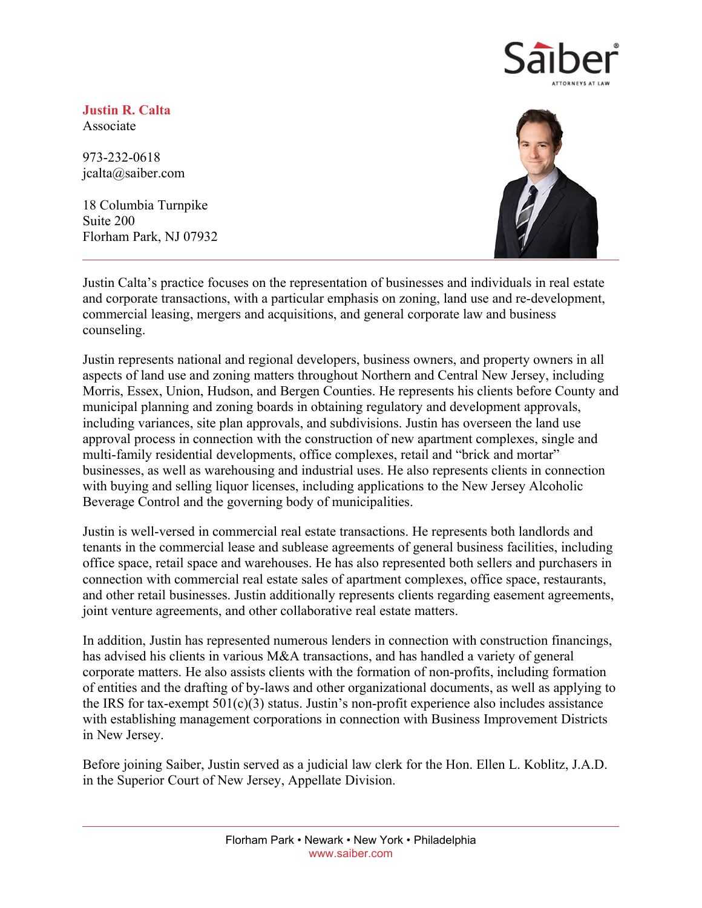**Justin R. Calta**
Associate

973-232-0618
jcalta@saiber.com

18 Columbia Turnpike
Suite 200
Florham Park, NJ 07932

Justin Calta's practice focuses on the representation of businesses and individuals in real estate and corporate transactions, with a particular emphasis on zoning, land use and re-development, commercial leasing, mergers and acquisitions, and general corporate law and business counseling.

Justin represents national and regional developers, business owners, and property owners in all aspects of land use and zoning matters throughout Northern and Central New Jersey, including Morris, Essex, Union, Hudson, and Bergen Counties. He represents his clients before County and municipal planning and zoning boards in obtaining regulatory and development approvals, including variances, site plan approvals, and subdivisions. Justin has overseen the land use approval process in connection with the construction of new apartment complexes, single and multi-family residential developments, office complexes, retail and "brick and mortar" businesses, as well as warehousing and industrial uses. He also represents clients in connection with buying and selling liquor licenses, including applications to the New Jersey Alcoholic Beverage Control and the governing body of municipalities.

Justin is well-versed in commercial real estate transactions. He represents both landlords and tenants in the commercial lease and sublease agreements of general business facilities, including office space, retail space and warehouses. He has also represented both sellers and purchasers in connection with commercial real estate sales of apartment complexes, office space, restaurants, and other retail businesses. Justin additionally represents clients regarding easement agreements, joint venture agreements, and other collaborative real estate matters.

In addition, Justin has represented numerous lenders in connection with construction financings, has advised his clients in various M&A transactions, and has handled a variety of general corporate matters. He also assists clients with the formation of non-profits, including formation of entities and the drafting of by-laws and other organizational documents, as well as applying to the IRS for tax-exempt 501(c)(3) status. Justin's non-profit experience also includes assistance with establishing management corporations in connection with Business Improvement Districts in New Jersey.

Before joining Saiber, Justin served as a judicial law clerk for the Hon. Ellen L. Koblitz, J.A.D. in the Superior Court of New Jersey, Appellate Division.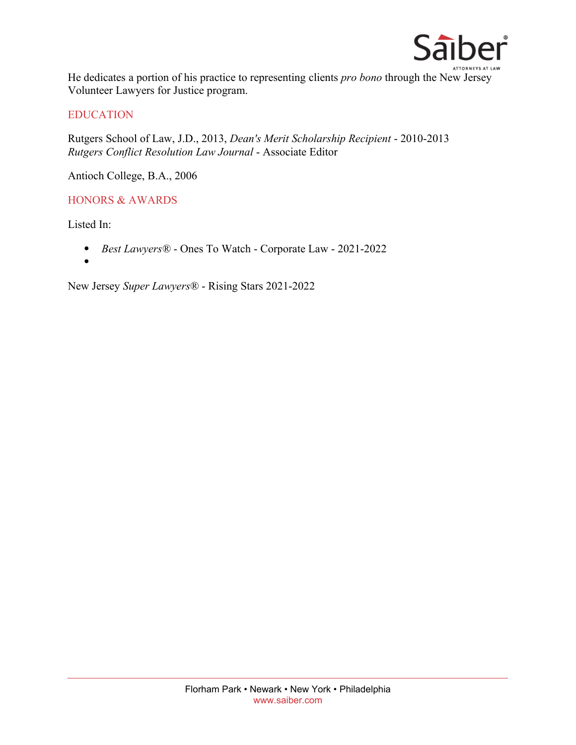He dedicates a portion of his practice to representing clients *pro bono* through the New Jersey Volunteer Lawyers for Justice program.

## EDUCATION

Rutgers School of Law, J.D., 2013, *Dean's Merit Scholarship Recipient* - 2010-2013
*Rutgers Conflict Resolution Law Journal* - Associate Editor

Antioch College, B.A., 2006

## HONORS & AWARDS

Listed In:

- *Best Lawyers®* - Ones To Watch - Corporate Law - 2021-2022
- 

New Jersey *Super Lawyers®* - Rising Stars 2021-2022